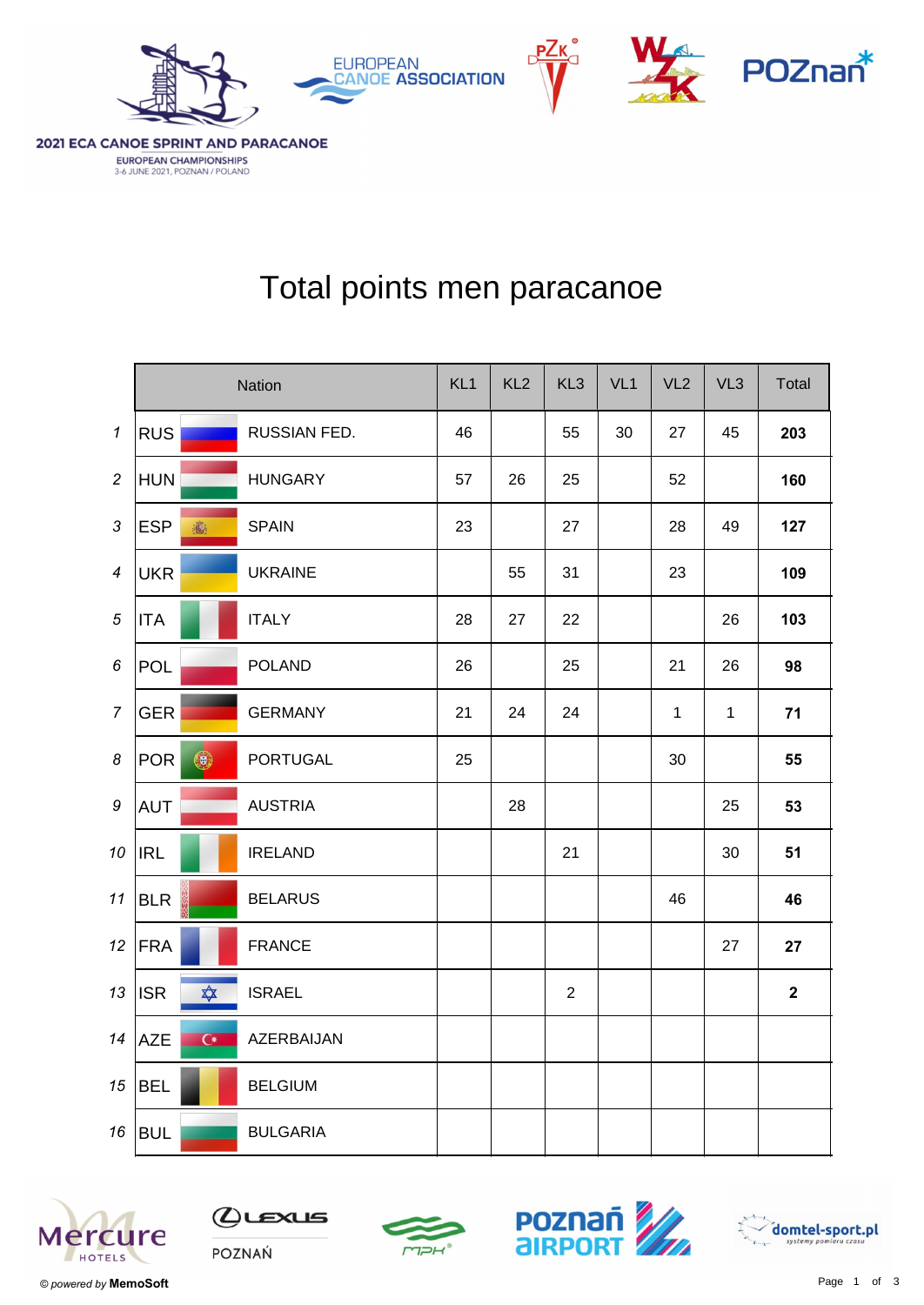2021 ECA CANOE SPRINT AND PARACANOE
EUROPEAN CHAMPIONSHIPS
3-6 JUNE 2021, POZNAN / POLAND

# Total points men paracanoe

| | Nation | | KL1 | KL2 | KL3 | VL1 | VL2 | VL3 | Total |
|---|---|---|---|---|---|---|---|---|---|
| 1 | RUS | RUSSIAN FED. | 46 | | 55 | 30 | 27 | 45 | **203** |
| 2 | HUN | HUNGARY | 57 | 26 | 25 | | 52 | | **160** |
| 3 | ESP | SPAIN | 23 | | 27 | | 28 | 49 | **127** |
| 4 | UKR | UKRAINE | | 55 | 31 | | 23 | | **109** |
| 5 | ITA | ITALY | 28 | 27 | 22 | | | 26 | **103** |
| 6 | POL | POLAND | 26 | | 25 | | 21 | 26 | **98** |
| 7 | GER | GERMANY | 21 | 24 | 24 | | 1 | 1 | **71** |
| 8 | POR | PORTUGAL | 25 | | | | 30 | | **55** |
| 9 | AUT | AUSTRIA | | 28 | | | | 25 | **53** |
| 10 | IRL | IRELAND | | | 21 | | | 30 | **51** |
| 11 | BLR | BELARUS | | | | | 46 | | **46** |
| 12 | FRA | FRANCE | | | | | | 27 | **27** |
| 13 | ISR | ISRAEL | | | 2 | | | | **2** |
| 14 | AZE | AZERBAIJAN | | | | | | | |
| 15 | BEL | BELGIUM | | | | | | | |
| 16 | BUL | BULGARIA | | | | | | | |

© *powered by* **MemoSoft**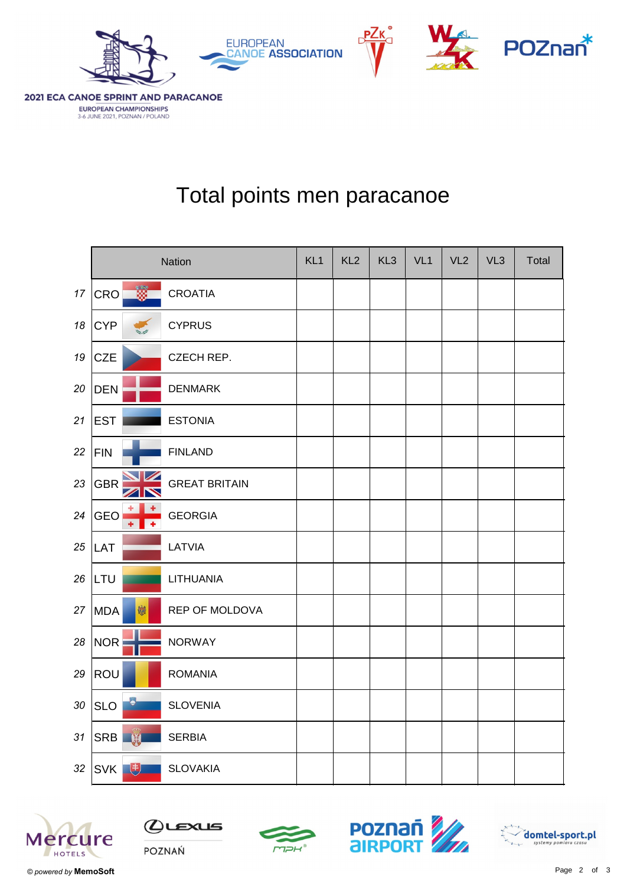2021 ECA CANOE SPRINT AND PARACANOE
EUROPEAN CHAMPIONSHIPS
3-6 JUNE 2021, POZNAN / POLAND

# Total points men paracanoe

| | Nation | | KL1 | KL2 | KL3 | VL1 | VL2 | VL3 | Total |
|---|---|---|---|---|---|---|---|---|---|
| 17 | CRO | CROATIA | | | | | | | |
| 18 | CYP | CYPRUS | | | | | | | |
| 19 | CZE | CZECH REP. | | | | | | | |
| 20 | DEN | DENMARK | | | | | | | |
| 21 | EST | ESTONIA | | | | | | | |
| 22 | FIN | FINLAND | | | | | | | |
| 23 | GBR | GREAT BRITAIN | | | | | | | |
| 24 | GEO | GEORGIA | | | | | | | |
| 25 | LAT | LATVIA | | | | | | | |
| 26 | LTU | LITHUANIA | | | | | | | |
| 27 | MDA | REP OF MOLDOVA | | | | | | | |
| 28 | NOR | NORWAY | | | | | | | |
| 29 | ROU | ROMANIA | | | | | | | |
| 30 | SLO | SLOVENIA | | | | | | | |
| 31 | SRB | SERBIA | | | | | | | |
| 32 | SVK | SLOVAKIA | | | | | | | |

© *powered by* **MemoSoft**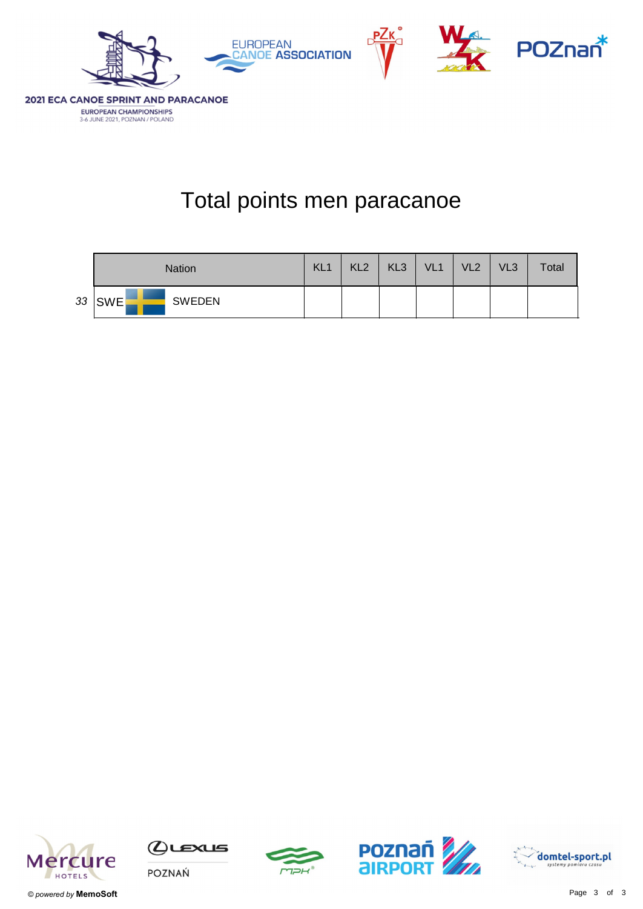2021 ECA CANOE SPRINT AND PARACANOE

EUROPEAN CHAMPIONSHIPS

3-6 JUNE 2021, POZNAN / POLAND

# Total points men paracanoe

| | Nation | | KL1 | KL2 | KL3 | VL1 | VL2 | VL3 | Total |
|---|---|---|---|---|---|---|---|---|---|
| 33 | SWE | SWEDEN | | | | | | | |

© powered by **MemoSoft**